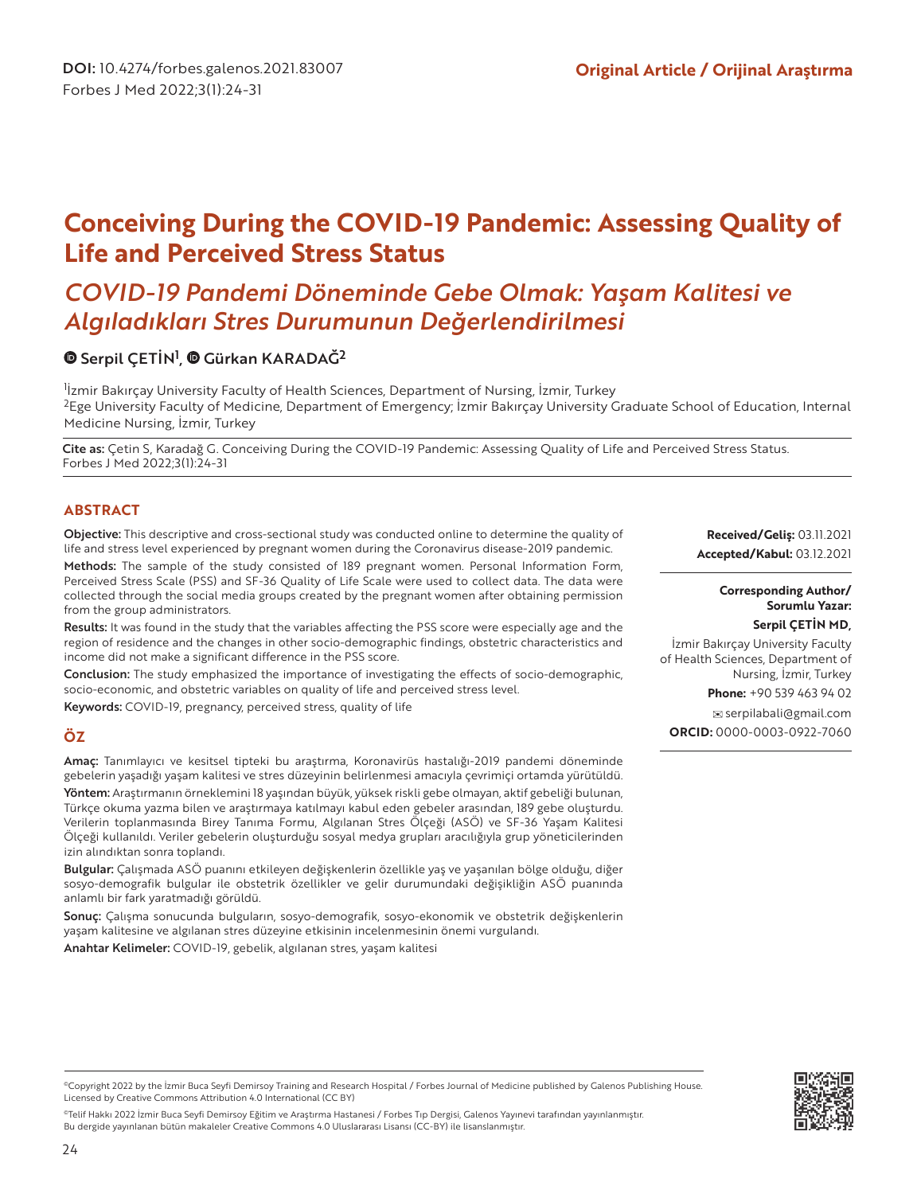**DOI:** 10.4274/forbes.galenos.2021.83007
Forbes J Med 2022;3(1):24-31

**Original Article / Orijinal Araştırma**

# Conceiving During the COVID-19 Pandemic: Assessing Quality of Life and Perceived Stress Status

## *COVID-19 Pandemi Döneminde Gebe Olmak: Yaşam Kalitesi ve Algıladıkları Stres Durumunun Değerlendirilmesi*

**Serpil ÇETİN[1], Gürkan KARADAĞ[2]**

[1]İzmir Bakırçay University Faculty of Health Sciences, Department of Nursing, İzmir, Turkey
[2]Ege University Faculty of Medicine, Department of Emergency; İzmir Bakırçay University Graduate School of Education, Internal Medicine Nursing, İzmir, Turkey

**Cite as:** Çetin S, Karadağ G. Conceiving During the COVID-19 Pandemic: Assessing Quality of Life and Perceived Stress Status. Forbes J Med 2022;3(1):24-31

**Received/Geliş:** 03.11.2021
**Accepted/Kabul:** 03.12.2021

**Corresponding Author/ Sorumlu Yazar:**
**Serpil ÇETİN MD,**
İzmir Bakırçay University Faculty of Health Sciences, Department of Nursing, İzmir, Turkey
**Phone:** +90 539 463 94 02
serpilabali@gmail.com
**ORCID:** 0000-0003-0922-7060

## ABSTRACT

**Objective:** This descriptive and cross-sectional study was conducted online to determine the quality of life and stress level experienced by pregnant women during the Coronavirus disease-2019 pandemic.

**Methods:** The sample of the study consisted of 189 pregnant women. Personal Information Form, Perceived Stress Scale (PSS) and SF-36 Quality of Life Scale were used to collect data. The data were collected through the social media groups created by the pregnant women after obtaining permission from the group administrators.

**Results:** It was found in the study that the variables affecting the PSS score were especially age and the region of residence and the changes in other socio-demographic findings, obstetric characteristics and income did not make a significant difference in the PSS score.

**Conclusion:** The study emphasized the importance of investigating the effects of socio-demographic, socio-economic, and obstetric variables on quality of life and perceived stress level.

**Keywords:** COVID-19, pregnancy, perceived stress, quality of life

## ÖZ

**Amaç:** Tanımlayıcı ve kesitsel tipteki bu araştırma, Koronavirüs hastalığı-2019 pandemi döneminde gebelerin yaşadığı yaşam kalitesi ve stres düzeyinin belirlenmesi amacıyla çevrimiçi ortamda yürütüldü.

**Yöntem:** Araştırmanın örneklemini 18 yaşından büyük, yüksek riskli gebe olmayan, aktif gebeliği bulunan, Türkçe okuma yazma bilen ve araştırmaya katılmayı kabul eden gebeler arasından, 189 gebe oluşturdu. Verilerin toplanmasında Birey Tanıma Formu, Algılanan Stres Ölçeği (ASÖ) ve SF-36 Yaşam Kalitesi Ölçeği kullanıldı. Veriler gebelerin oluşturduğu sosyal medya grupları aracılığıyla grup yöneticilerinden izin alındıktan sonra toplandı.

**Bulgular:** Çalışmada ASÖ puanını etkileyen değişkenlerin özellikle yaş ve yaşanılan bölge olduğu, diğer sosyo-demografik bulgular ile obstetrik özellikler ve gelir durumundaki değişikliğin ASÖ puanında anlamlı bir fark yaratmadığı görüldü.

**Sonuç:** Çalışma sonucunda bulguların, sosyo-demografik, sosyo-ekonomik ve obstetrik değişkenlerin yaşam kalitesine ve algılanan stres düzeyine etkisinin incelenmesinin önemi vurgulandı.

**Anahtar Kelimeler:** COVID-19, gebelik, algılanan stres, yaşam kalitesi

©Copyright 2022 by the İzmir Buca Seyfi Demirsoy Training and Research Hospital / Forbes Journal of Medicine published by Galenos Publishing House. Licensed by Creative Commons Attribution 4.0 International (CC BY)

©Telif Hakkı 2022 İzmir Buca Seyfi Demirsoy Eğitim ve Araştırma Hastanesi / Forbes Tıp Dergisi, Galenos Yayınevi tarafından yayınlanmıştır. Bu dergide yayınlanan bütün makaleler Creative Commons 4.0 Uluslararası Lisansı (CC-BY) ile lisanslanmıştır.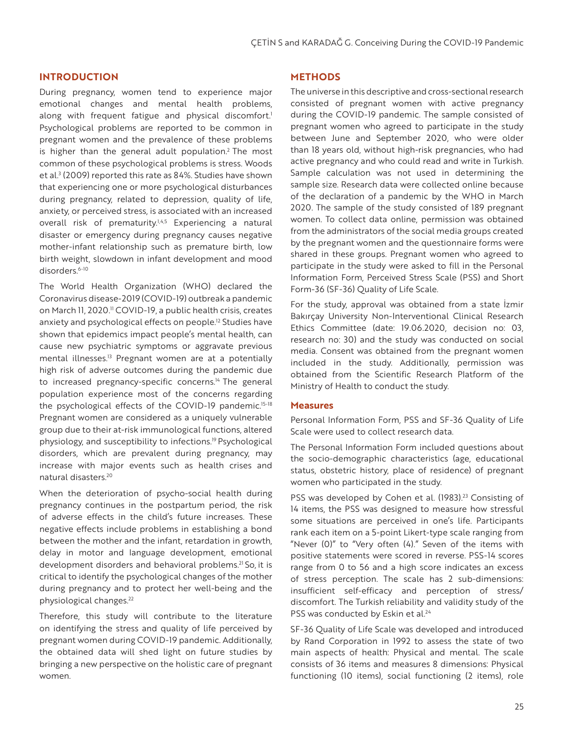## INTRODUCTION

During pregnancy, women tend to experience major emotional changes and mental health problems, along with frequent fatigue and physical discomfort.[1] Psychological problems are reported to be common in pregnant women and the prevalence of these problems is higher than the general adult population.[2] The most common of these psychological problems is stress. Woods et al.[3] (2009) reported this rate as 84%. Studies have shown that experiencing one or more psychological disturbances during pregnancy, related to depression, quality of life, anxiety, or perceived stress, is associated with an increased overall risk of prematurity.[1,4,5] Experiencing a natural disaster or emergency during pregnancy causes negative mother-infant relationship such as premature birth, low birth weight, slowdown in infant development and mood disorders.[6-10]

The World Health Organization (WHO) declared the Coronavirus disease-2019 (COVID-19) outbreak a pandemic on March 11, 2020.[11] COVID-19, a public health crisis, creates anxiety and psychological effects on people.[12] Studies have shown that epidemics impact people's mental health, can cause new psychiatric symptoms or aggravate previous mental illnesses.[13] Pregnant women are at a potentially high risk of adverse outcomes during the pandemic due to increased pregnancy-specific concerns.[14] The general population experience most of the concerns regarding the psychological effects of the COVID-19 pandemic.[15-18] Pregnant women are considered as a uniquely vulnerable group due to their at-risk immunological functions, altered physiology, and susceptibility to infections.[19] Psychological disorders, which are prevalent during pregnancy, may increase with major events such as health crises and natural disasters.[20]

When the deterioration of psycho-social health during pregnancy continues in the postpartum period, the risk of adverse effects in the child's future increases. These negative effects include problems in establishing a bond between the mother and the infant, retardation in growth, delay in motor and language development, emotional development disorders and behavioral problems.[21] So, it is critical to identify the psychological changes of the mother during pregnancy and to protect her well-being and the physiological changes.[22]

Therefore, this study will contribute to the literature on identifying the stress and quality of life perceived by pregnant women during COVID-19 pandemic. Additionally, the obtained data will shed light on future studies by bringing a new perspective on the holistic care of pregnant women.

## METHODS

The universe in this descriptive and cross-sectional research consisted of pregnant women with active pregnancy during the COVID-19 pandemic. The sample consisted of pregnant women who agreed to participate in the study between June and September 2020, who were older than 18 years old, without high-risk pregnancies, who had active pregnancy and who could read and write in Turkish. Sample calculation was not used in determining the sample size. Research data were collected online because of the declaration of a pandemic by the WHO in March 2020. The sample of the study consisted of 189 pregnant women. To collect data online, permission was obtained from the administrators of the social media groups created by the pregnant women and the questionnaire forms were shared in these groups. Pregnant women who agreed to participate in the study were asked to fill in the Personal Information Form, Perceived Stress Scale (PSS) and Short Form-36 (SF-36) Quality of Life Scale.

For the study, approval was obtained from a state İzmir Bakırçay University Non-Interventional Clinical Research Ethics Committee (date: 19.06.2020, decision no: 03, research no: 30) and the study was conducted on social media. Consent was obtained from the pregnant women included in the study. Additionally, permission was obtained from the Scientific Research Platform of the Ministry of Health to conduct the study.

### Measures

Personal Information Form, PSS and SF-36 Quality of Life Scale were used to collect research data.

The Personal Information Form included questions about the socio-demographic characteristics (age, educational status, obstetric history, place of residence) of pregnant women who participated in the study.

PSS was developed by Cohen et al. (1983).[23] Consisting of 14 items, the PSS was designed to measure how stressful some situations are perceived in one's life. Participants rank each item on a 5-point Likert-type scale ranging from "Never (0)" to "Very often (4)." Seven of the items with positive statements were scored in reverse. PSS-14 scores range from 0 to 56 and a high score indicates an excess of stress perception. The scale has 2 sub-dimensions: insufficient self-efficacy and perception of stress/discomfort. The Turkish reliability and validity study of the PSS was conducted by Eskin et al.[24]

SF-36 Quality of Life Scale was developed and introduced by Rand Corporation in 1992 to assess the state of two main aspects of health: Physical and mental. The scale consists of 36 items and measures 8 dimensions: Physical functioning (10 items), social functioning (2 items), role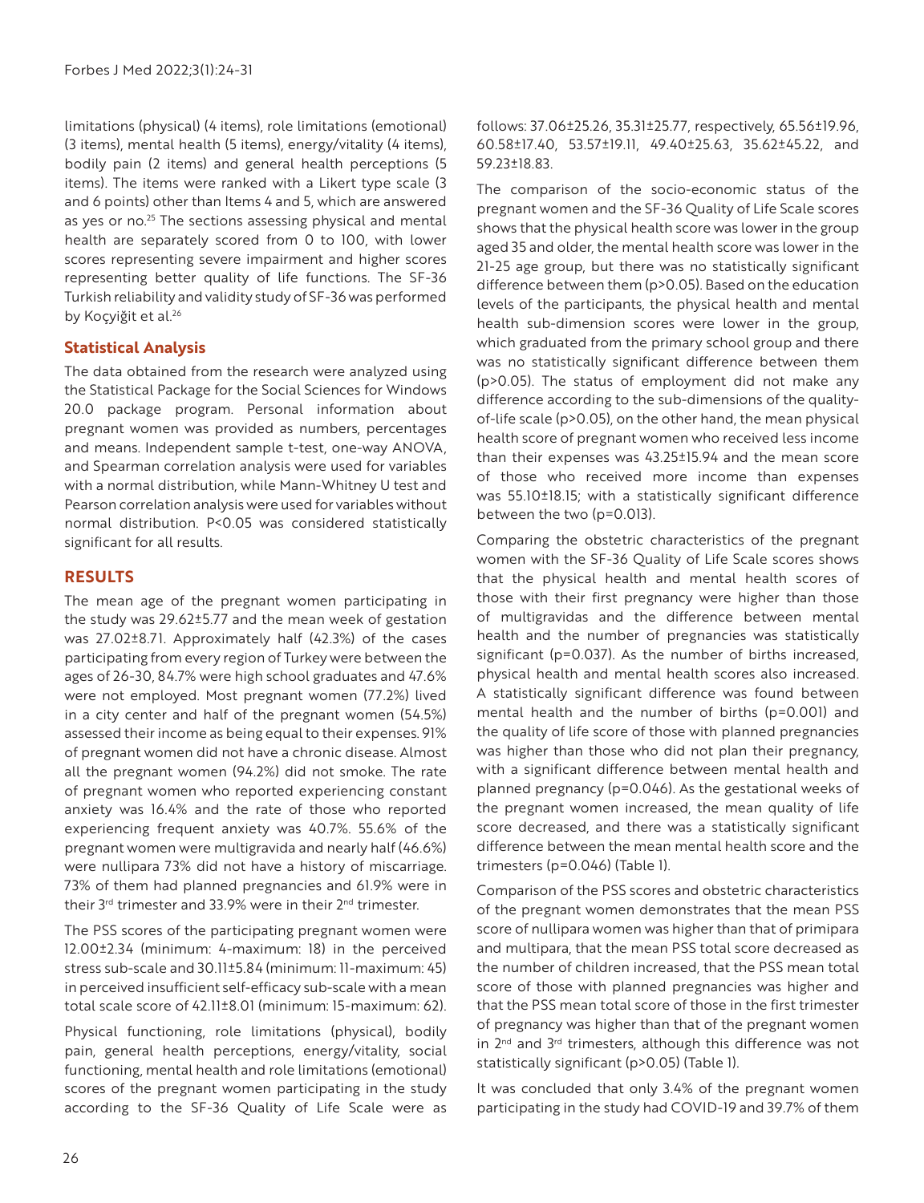limitations (physical) (4 items), role limitations (emotional) (3 items), mental health (5 items), energy/vitality (4 items), bodily pain (2 items) and general health perceptions (5 items). The items were ranked with a Likert type scale (3 and 6 points) other than Items 4 and 5, which are answered as yes or no.[25] The sections assessing physical and mental health are separately scored from 0 to 100, with lower scores representing severe impairment and higher scores representing better quality of life functions. The SF-36 Turkish reliability and validity study of SF-36 was performed by Koçyiğit et al.[26]

## Statistical Analysis

The data obtained from the research were analyzed using the Statistical Package for the Social Sciences for Windows 20.0 package program. Personal information about pregnant women was provided as numbers, percentages and means. Independent sample t-test, one-way ANOVA, and Spearman correlation analysis were used for variables with a normal distribution, while Mann-Whitney U test and Pearson correlation analysis were used for variables without normal distribution. P<0.05 was considered statistically significant for all results.

## RESULTS

The mean age of the pregnant women participating in the study was 29.62±5.77 and the mean week of gestation was 27.02±8.71. Approximately half (42.3%) of the cases participating from every region of Turkey were between the ages of 26-30, 84.7% were high school graduates and 47.6% were not employed. Most pregnant women (77.2%) lived in a city center and half of the pregnant women (54.5%) assessed their income as being equal to their expenses. 91% of pregnant women did not have a chronic disease. Almost all the pregnant women (94.2%) did not smoke. The rate of pregnant women who reported experiencing constant anxiety was 16.4% and the rate of those who reported experiencing frequent anxiety was 40.7%. 55.6% of the pregnant women were multigravida and nearly half (46.6%) were nullipara 73% did not have a history of miscarriage. 73% of them had planned pregnancies and 61.9% were in their 3rd trimester and 33.9% were in their 2nd trimester.

The PSS scores of the participating pregnant women were 12.00±2.34 (minimum: 4-maximum: 18) in the perceived stress sub-scale and 30.11±5.84 (minimum: 11-maximum: 45) in perceived insufficient self-efficacy sub-scale with a mean total scale score of 42.11±8.01 (minimum: 15-maximum: 62).

Physical functioning, role limitations (physical), bodily pain, general health perceptions, energy/vitality, social functioning, mental health and role limitations (emotional) scores of the pregnant women participating in the study according to the SF-36 Quality of Life Scale were as follows: 37.06±25.26, 35.31±25.77, respectively, 65.56±19.96, 60.58±17.40, 53.57±19.11, 49.40±25.63, 35.62±45.22, and 59.23±18.83.

The comparison of the socio-economic status of the pregnant women and the SF-36 Quality of Life Scale scores shows that the physical health score was lower in the group aged 35 and older, the mental health score was lower in the 21-25 age group, but there was no statistically significant difference between them (p>0.05). Based on the education levels of the participants, the physical health and mental health sub-dimension scores were lower in the group, which graduated from the primary school group and there was no statistically significant difference between them (p>0.05). The status of employment did not make any difference according to the sub-dimensions of the quality-of-life scale (p>0.05), on the other hand, the mean physical health score of pregnant women who received less income than their expenses was 43.25±15.94 and the mean score of those who received more income than expenses was 55.10±18.15; with a statistically significant difference between the two (p=0.013).

Comparing the obstetric characteristics of the pregnant women with the SF-36 Quality of Life Scale scores shows that the physical health and mental health scores of those with their first pregnancy were higher than those of multigravidas and the difference between mental health and the number of pregnancies was statistically significant (p=0.037). As the number of births increased, physical health and mental health scores also increased. A statistically significant difference was found between mental health and the number of births (p=0.001) and the quality of life score of those with planned pregnancies was higher than those who did not plan their pregnancy, with a significant difference between mental health and planned pregnancy (p=0.046). As the gestational weeks of the pregnant women increased, the mean quality of life score decreased, and there was a statistically significant difference between the mean mental health score and the trimesters (p=0.046) (Table 1).

Comparison of the PSS scores and obstetric characteristics of the pregnant women demonstrates that the mean PSS score of nullipara women was higher than that of primipara and multipara, that the mean PSS total score decreased as the number of children increased, that the PSS mean total score of those with planned pregnancies was higher and that the PSS mean total score of those in the first trimester of pregnancy was higher than that of the pregnant women in 2nd and 3rd trimesters, although this difference was not statistically significant (p>0.05) (Table 1).

It was concluded that only 3.4% of the pregnant women participating in the study had COVID-19 and 39.7% of them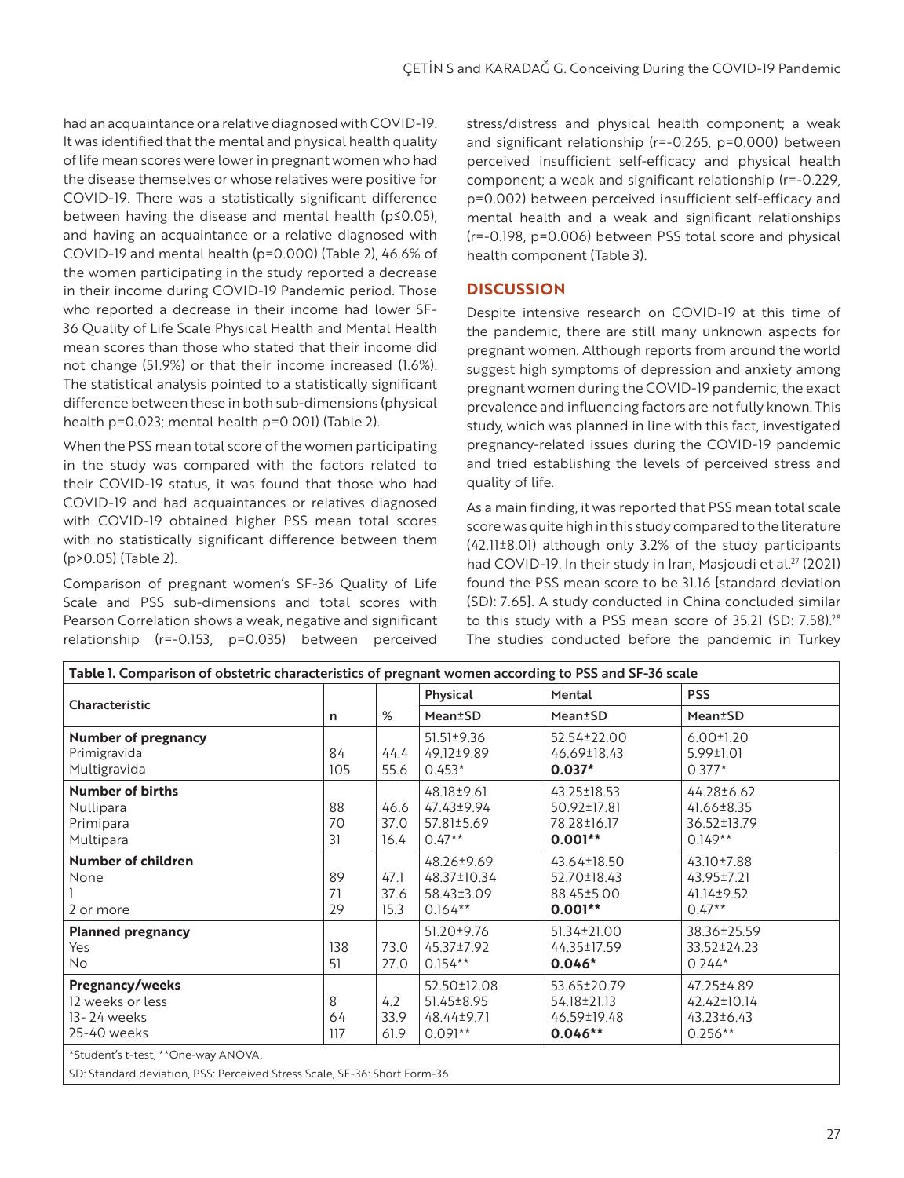had an acquaintance or a relative diagnosed with COVID-19. It was identified that the mental and physical health quality of life mean scores were lower in pregnant women who had the disease themselves or whose relatives were positive for COVID-19. There was a statistically significant difference between having the disease and mental health (p≤0.05), and having an acquaintance or a relative diagnosed with COVID-19 and mental health (p=0.000) (Table 2), 46.6% of the women participating in the study reported a decrease in their income during COVID-19 Pandemic period. Those who reported a decrease in their income had lower SF-36 Quality of Life Scale Physical Health and Mental Health mean scores than those who stated that their income did not change (51.9%) or that their income increased (1.6%). The statistical analysis pointed to a statistically significant difference between these in both sub-dimensions (physical health p=0.023; mental health p=0.001) (Table 2).

When the PSS mean total score of the women participating in the study was compared with the factors related to their COVID-19 status, it was found that those who had COVID-19 and had acquaintances or relatives diagnosed with COVID-19 obtained higher PSS mean total scores with no statistically significant difference between them (p>0.05) (Table 2).

Comparison of pregnant women's SF-36 Quality of Life Scale and PSS sub-dimensions and total scores with Pearson Correlation shows a weak, negative and significant relationship (r=-0.153, p=0.035) between perceived stress/distress and physical health component; a weak and significant relationship (r=-0.265, p=0.000) between perceived insufficient self-efficacy and physical health component; a weak and significant relationship (r=-0.229, p=0.002) between perceived insufficient self-efficacy and mental health and a weak and significant relationships (r=-0.198, p=0.006) between PSS total score and physical health component (Table 3).

## DISCUSSION

Despite intensive research on COVID-19 at this time of the pandemic, there are still many unknown aspects for pregnant women. Although reports from around the world suggest high symptoms of depression and anxiety among pregnant women during the COVID-19 pandemic, the exact prevalence and influencing factors are not fully known. This study, which was planned in line with this fact, investigated pregnancy-related issues during the COVID-19 pandemic and tried establishing the levels of perceived stress and quality of life.

As a main finding, it was reported that PSS mean total scale score was quite high in this study compared to the literature (42.11±8.01) although only 3.2% of the study participants had COVID-19. In their study in Iran, Masjoudi et al.[27] (2021) found the PSS mean score to be 31.16 [standard deviation (SD): 7.65]. A study conducted in China concluded similar to this study with a PSS mean score of 35.21 (SD: 7.58).[28] The studies conducted before the pandemic in Turkey

**Table 1. Comparison of obstetric characteristics of pregnant women according to PSS and SF-36 scale**

| Characteristic | n | % | Physical Mean±SD | Mental Mean±SD | PSS Mean±SD |
|---|---|---|---|---|---|
| **Number of pregnancy** | | | | | |
| Primigravida | 84 | 44.4 | 51.51±9.36 | 52.54±22.00 | 6.00±1.20 |
| Multigravida | 105 | 55.6 | 49.12±9.89 | 46.69±18.43 | 5.99±1.01 |
| | | | 0.453* | **0.037*** | 0.377* |
| **Number of births** | | | | | |
| Nullipara | 88 | 46.6 | 48.18±9.61 | 43.25±18.53 | 44.28±6.62 |
| Primipara | 70 | 37.0 | 47.43±9.94 | 50.92±17.81 | 41.66±8.35 |
| Multipara | 31 | 16.4 | 57.81±5.69 | 78.28±16.17 | 36.52±13.79 |
| | | | 0.47** | **0.001**** | 0.149** |
| **Number of children** | | | | | |
| None | 89 | 47.1 | 48.26±9.69 | 43.64±18.50 | 43.10±7.88 |
| 1 | 71 | 37.6 | 48.37±10.34 | 52.70±18.43 | 43.95±7.21 |
| 2 or more | 29 | 15.3 | 58.43±3.09 | 88.45±5.00 | 41.14±9.52 |
| | | | 0.164** | **0.001**** | 0.47** |
| **Planned pregnancy** | | | | | |
| Yes | 138 | 73.0 | 51.20±9.76 | 51.34±21.00 | 38.36±25.59 |
| No | 51 | 27.0 | 45.37±7.92 | 44.35±17.59 | 33.52±24.23 |
| | | | 0.154** | **0.046*** | 0.244* |
| **Pregnancy/weeks** | | | | | |
| 12 weeks or less | 8 | 4.2 | 52.50±12.08 | 53.65±20.79 | 47.25±4.89 |
| 13- 24 weeks | 64 | 33.9 | 51.45±8.95 | 54.18±21.13 | 42.42±10.14 |
| 25-40 weeks | 117 | 61.9 | 48.44±9.71 | 46.59±19.48 | 43.23±6.43 |
| | | | 0.091** | **0.046**** | 0.256** |

*Student's t-test, **One-way ANOVA.

SD: Standard deviation, PSS: Perceived Stress Scale, SF-36: Short Form-36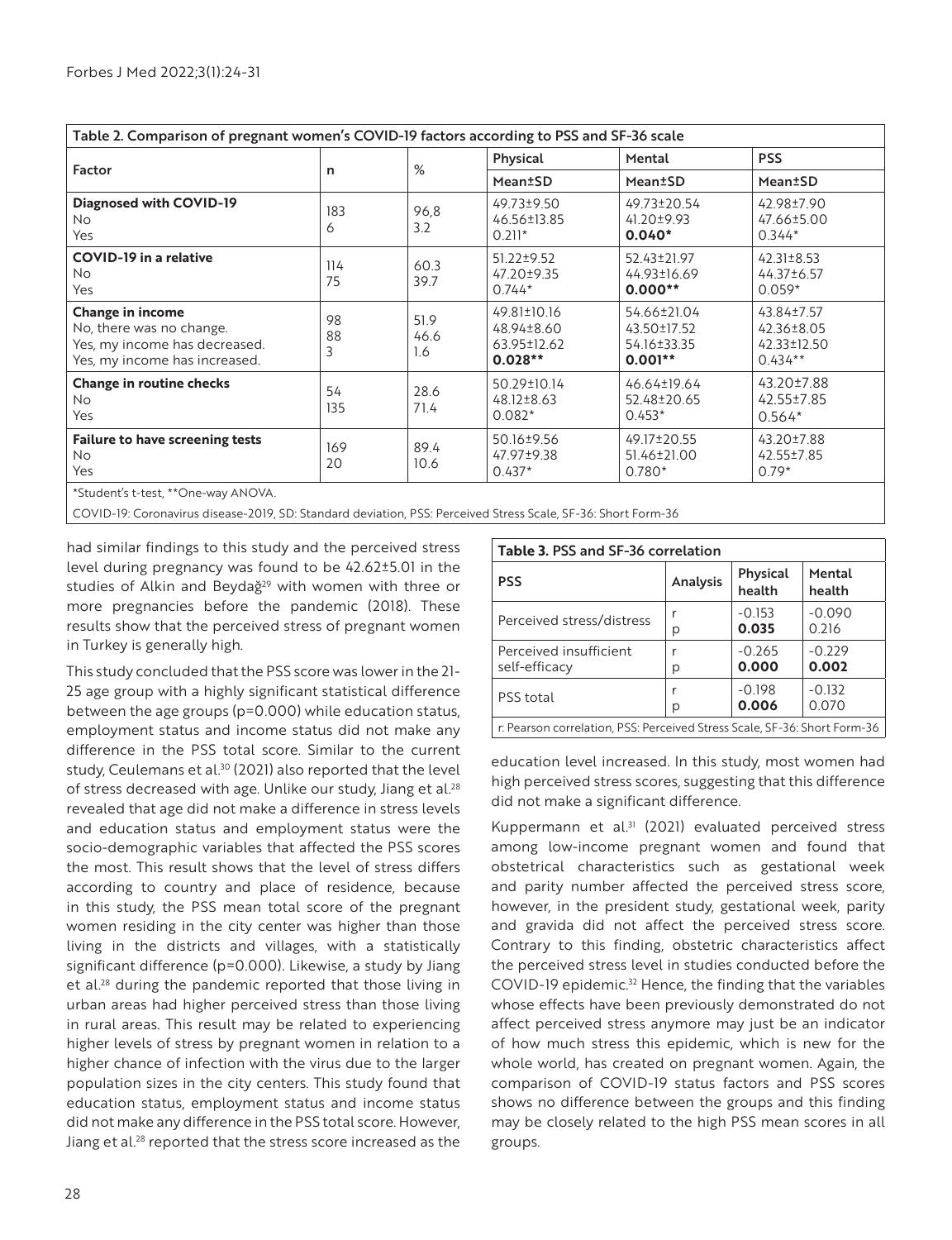**Table 2. Comparison of pregnant women's COVID-19 factors according to PSS and SF-36 scale**

| Factor | n | % | Physical | Mental | PSS |
|---|---|---|---|---|---|
| | | | Mean±SD | Mean±SD | Mean±SD |
| **Diagnosed with COVID-19** | | | | | |
| No | 183 | 96,8 | 49.73±9.50 | 49.73±20.54 | 42.98±7.90 |
| Yes | 6 | 3.2 | 46.56±13.85 | 41.20±9.93 | 47.66±5.00 |
| | | | 0.211* | **0.040*** | 0.344* |
| **COVID-19 in a relative** | | | | | |
| No | 114 | 60.3 | 51.22±9.52 | 52.43±21.97 | 42.31±8.53 |
| Yes | 75 | 39.7 | 47.20±9.35 | 44.93±16.69 | 44.37±6.57 |
| | | | 0.744* | **0.000**** | 0.059* |
| **Change in income** | | | | | |
| No, there was no change. | 98 | 51.9 | 49.81±10.16 | 54.66±21.04 | 43.84±7.57 |
| Yes, my income has decreased. | 88 | 46.6 | 48.94±8.60 | 43.50±17.52 | 42.36±8.05 |
| Yes, my income has increased. | 3 | 1.6 | 63.95±12.62 | 54.16±33.35 | 42.33±12.50 |
| | | | **0.028**** | **0.001**** | 0.434** |
| **Change in routine checks** | | | | | |
| No | 54 | 28.6 | 50.29±10.14 | 46.64±19.64 | 43.20±7.88 |
| Yes | 135 | 71.4 | 48.12±8.63 | 52.48±20.65 | 42.55±7.85 |
| | | | 0.082* | 0.453* | 0.564* |
| **Failure to have screening tests** | | | | | |
| No | 169 | 89.4 | 50.16±9.56 | 49.17±20.55 | 43.20±7.88 |
| Yes | 20 | 10.6 | 47.97±9.38 | 51.46±21.00 | 42.55±7.85 |
| | | | 0.437* | 0.780* | 0.79* |

*Student's t-test, **One-way ANOVA.

COVID-19: Coronavirus disease-2019, SD: Standard deviation, PSS: Perceived Stress Scale, SF-36: Short Form-36

had similar findings to this study and the perceived stress level during pregnancy was found to be 42.62±5.01 in the studies of Alkin and Beydağ[29] with women with three or more pregnancies before the pandemic (2018). These results show that the perceived stress of pregnant women in Turkey is generally high.

This study concluded that the PSS score was lower in the 21-25 age group with a highly significant statistical difference between the age groups (p=0.000) while education status, employment status and income status did not make any difference in the PSS total score. Similar to the current study, Ceulemans et al.[30] (2021) also reported that the level of stress decreased with age. Unlike our study, Jiang et al.[28] revealed that age did not make a difference in stress levels and education status and employment status were the socio-demographic variables that affected the PSS scores the most. This result shows that the level of stress differs according to country and place of residence, because in this study, the PSS mean total score of the pregnant women residing in the city center was higher than those living in the districts and villages, with a statistically significant difference (p=0.000). Likewise, a study by Jiang et al.[28] during the pandemic reported that those living in urban areas had higher perceived stress than those living in rural areas. This result may be related to experiencing higher levels of stress by pregnant women in relation to a higher chance of infection with the virus due to the larger population sizes in the city centers. This study found that education status, employment status and income status did not make any difference in the PSS total score. However, Jiang et al.[28] reported that the stress score increased as the education level increased. In this study, most women had high perceived stress scores, suggesting that this difference did not make a significant difference.

**Table 3.** PSS and SF-36 correlation

| PSS | Analysis | Physical health | Mental health |
|---|---|---|---|
| Perceived stress/distress | r<br>p | -0.153<br>**0.035** | -0.090<br>0.216 |
| Perceived insufficient self-efficacy | r<br>p | -0.265<br>**0.000** | -0.229<br>**0.002** |
| PSS total | r<br>p | -0.198<br>**0.006** | -0.132<br>0.070 |

r: Pearson correlation, PSS: Perceived Stress Scale, SF-36: Short Form-36

Kuppermann et al.[31] (2021) evaluated perceived stress among low-income pregnant women and found that obstetrical characteristics such as gestational week and parity number affected the perceived stress score, however, in the president study, gestational week, parity and gravida did not affect the perceived stress score. Contrary to this finding, obstetric characteristics affect the perceived stress level in studies conducted before the COVID-19 epidemic.[32] Hence, the finding that the variables whose effects have been previously demonstrated do not affect perceived stress anymore may just be an indicator of how much stress this epidemic, which is new for the whole world, has created on pregnant women. Again, the comparison of COVID-19 status factors and PSS scores shows no difference between the groups and this finding may be closely related to the high PSS mean scores in all groups.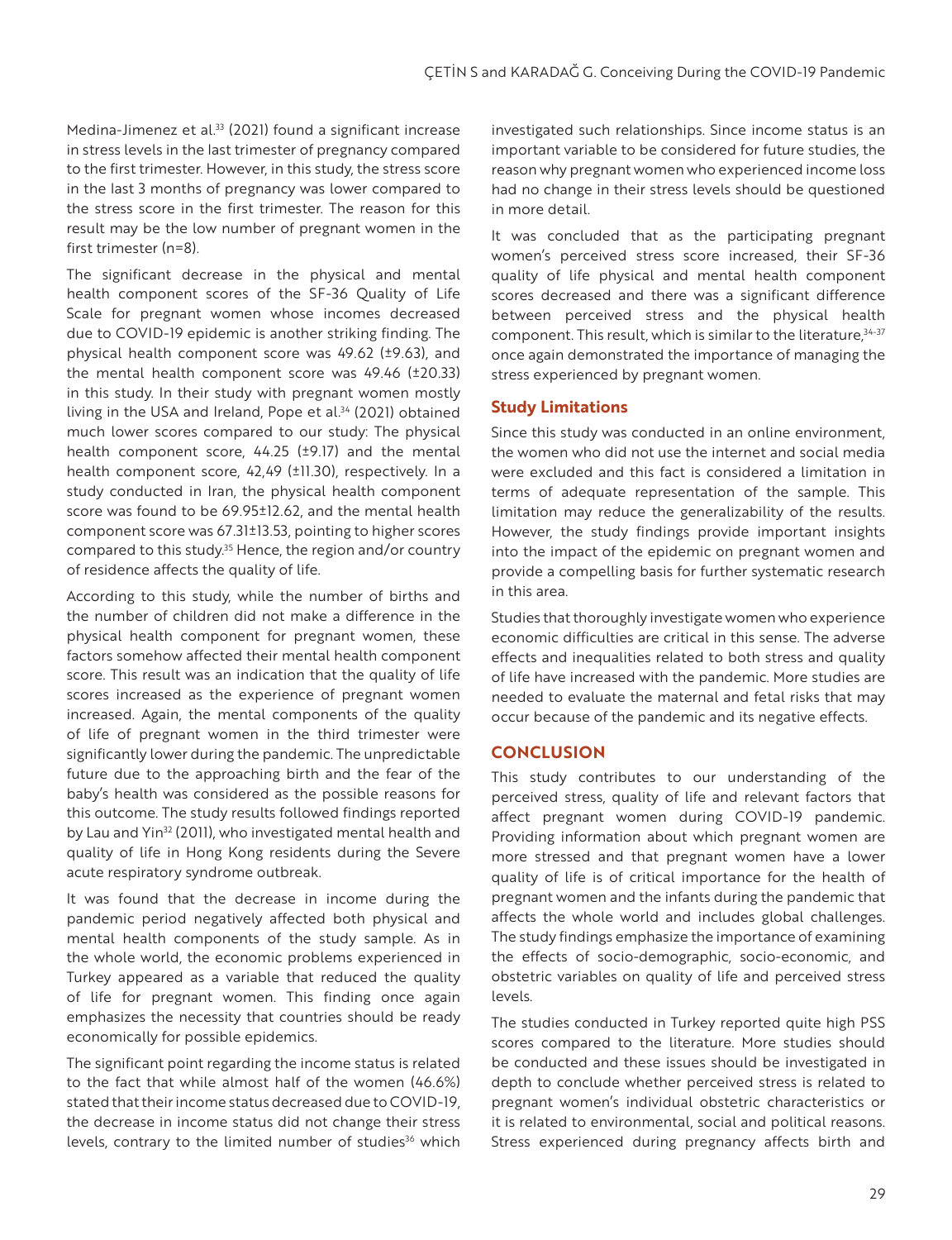Medina-Jimenez et al.[33] (2021) found a significant increase in stress levels in the last trimester of pregnancy compared to the first trimester. However, in this study, the stress score in the last 3 months of pregnancy was lower compared to the stress score in the first trimester. The reason for this result may be the low number of pregnant women in the first trimester (n=8).

The significant decrease in the physical and mental health component scores of the SF-36 Quality of Life Scale for pregnant women whose incomes decreased due to COVID-19 epidemic is another striking finding. The physical health component score was 49.62 (±9.63), and the mental health component score was 49.46 (±20.33) in this study. In their study with pregnant women mostly living in the USA and Ireland, Pope et al.[34] (2021) obtained much lower scores compared to our study: The physical health component score, 44.25 (±9.17) and the mental health component score, 42,49 (±11.30), respectively. In a study conducted in Iran, the physical health component score was found to be 69.95±12.62, and the mental health component score was 67.31±13.53, pointing to higher scores compared to this study.[35] Hence, the region and/or country of residence affects the quality of life.

According to this study, while the number of births and the number of children did not make a difference in the physical health component for pregnant women, these factors somehow affected their mental health component score. This result was an indication that the quality of life scores increased as the experience of pregnant women increased. Again, the mental components of the quality of life of pregnant women in the third trimester were significantly lower during the pandemic. The unpredictable future due to the approaching birth and the fear of the baby's health was considered as the possible reasons for this outcome. The study results followed findings reported by Lau and Yin[32] (2011), who investigated mental health and quality of life in Hong Kong residents during the Severe acute respiratory syndrome outbreak.

It was found that the decrease in income during the pandemic period negatively affected both physical and mental health components of the study sample. As in the whole world, the economic problems experienced in Turkey appeared as a variable that reduced the quality of life for pregnant women. This finding once again emphasizes the necessity that countries should be ready economically for possible epidemics.

The significant point regarding the income status is related to the fact that while almost half of the women (46.6%) stated that their income status decreased due to COVID-19, the decrease in income status did not change their stress levels, contrary to the limited number of studies[36] which investigated such relationships. Since income status is an important variable to be considered for future studies, the reason why pregnant women who experienced income loss had no change in their stress levels should be questioned in more detail.

It was concluded that as the participating pregnant women's perceived stress score increased, their SF-36 quality of life physical and mental health component scores decreased and there was a significant difference between perceived stress and the physical health component. This result, which is similar to the literature,[34-37] once again demonstrated the importance of managing the stress experienced by pregnant women.

### Study Limitations

Since this study was conducted in an online environment, the women who did not use the internet and social media were excluded and this fact is considered a limitation in terms of adequate representation of the sample. This limitation may reduce the generalizability of the results. However, the study findings provide important insights into the impact of the epidemic on pregnant women and provide a compelling basis for further systematic research in this area.

Studies that thoroughly investigate women who experience economic difficulties are critical in this sense. The adverse effects and inequalities related to both stress and quality of life have increased with the pandemic. More studies are needed to evaluate the maternal and fetal risks that may occur because of the pandemic and its negative effects.

## CONCLUSION

This study contributes to our understanding of the perceived stress, quality of life and relevant factors that affect pregnant women during COVID-19 pandemic. Providing information about which pregnant women are more stressed and that pregnant women have a lower quality of life is of critical importance for the health of pregnant women and the infants during the pandemic that affects the whole world and includes global challenges. The study findings emphasize the importance of examining the effects of socio-demographic, socio-economic, and obstetric variables on quality of life and perceived stress levels.

The studies conducted in Turkey reported quite high PSS scores compared to the literature. More studies should be conducted and these issues should be investigated in depth to conclude whether perceived stress is related to pregnant women's individual obstetric characteristics or it is related to environmental, social and political reasons. Stress experienced during pregnancy affects birth and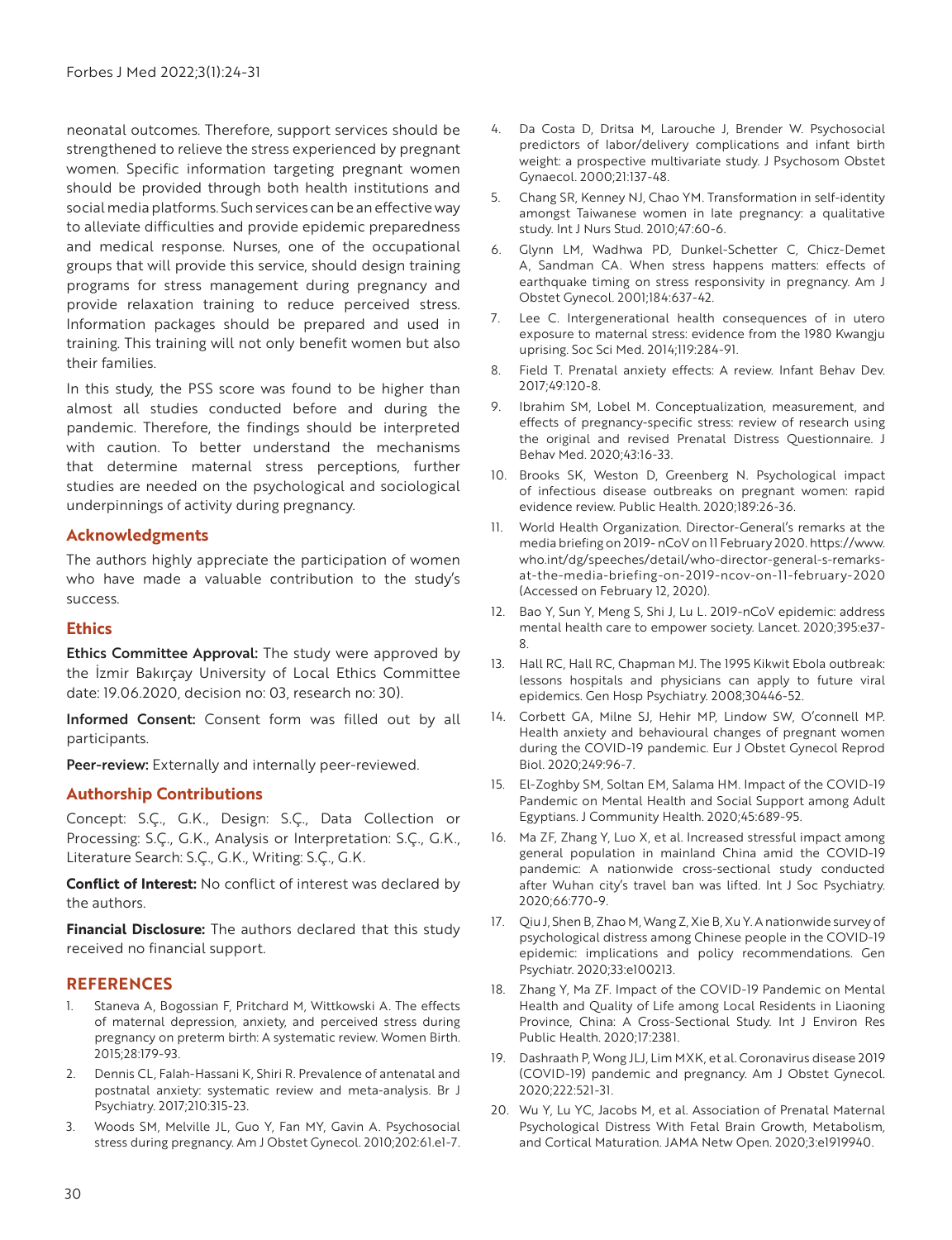neonatal outcomes. Therefore, support services should be strengthened to relieve the stress experienced by pregnant women. Specific information targeting pregnant women should be provided through both health institutions and social media platforms. Such services can be an effective way to alleviate difficulties and provide epidemic preparedness and medical response. Nurses, one of the occupational groups that will provide this service, should design training programs for stress management during pregnancy and provide relaxation training to reduce perceived stress. Information packages should be prepared and used in training. This training will not only benefit women but also their families.

In this study, the PSS score was found to be higher than almost all studies conducted before and during the pandemic. Therefore, the findings should be interpreted with caution. To better understand the mechanisms that determine maternal stress perceptions, further studies are needed on the psychological and sociological underpinnings of activity during pregnancy.

## Acknowledgments

The authors highly appreciate the participation of women who have made a valuable contribution to the study's success.

## Ethics

**Ethics Committee Approval:** The study were approved by the İzmir Bakırçay University of Local Ethics Committee date: 19.06.2020, decision no: 03, research no: 30).

**Informed Consent:** Consent form was filled out by all participants.

**Peer-review:** Externally and internally peer-reviewed.

## Authorship Contributions

Concept: S.Ç., G.K., Design: S.Ç., Data Collection or Processing: S.Ç., G.K., Analysis or Interpretation: S.Ç., G.K., Literature Search: S.Ç., G.K., Writing: S.Ç., G.K.

**Conflict of Interest:** No conflict of interest was declared by the authors.

**Financial Disclosure:** The authors declared that this study received no financial support.

## REFERENCES

1. Staneva A, Bogossian F, Pritchard M, Wittkowski A. The effects of maternal depression, anxiety, and perceived stress during pregnancy on preterm birth: A systematic review. Women Birth. 2015;28:179-93.
2. Dennis CL, Falah-Hassani K, Shiri R. Prevalence of antenatal and postnatal anxiety: systematic review and meta-analysis. Br J Psychiatry. 2017;210:315-23.
3. Woods SM, Melville JL, Guo Y, Fan MY, Gavin A. Psychosocial stress during pregnancy. Am J Obstet Gynecol. 2010;202:61.e1-7.
4. Da Costa D, Dritsa M, Larouche J, Brender W. Psychosocial predictors of labor/delivery complications and infant birth weight: a prospective multivariate study. J Psychosom Obstet Gynaecol. 2000;21:137-48.
5. Chang SR, Kenney NJ, Chao YM. Transformation in self-identity amongst Taiwanese women in late pregnancy: a qualitative study. Int J Nurs Stud. 2010;47:60-6.
6. Glynn LM, Wadhwa PD, Dunkel-Schetter C, Chicz-Demet A, Sandman CA. When stress happens matters: effects of earthquake timing on stress responsivity in pregnancy. Am J Obstet Gynecol. 2001;184:637-42.
7. Lee C. Intergenerational health consequences of in utero exposure to maternal stress: evidence from the 1980 Kwangju uprising. Soc Sci Med. 2014;119:284-91.
8. Field T. Prenatal anxiety effects: A review. Infant Behav Dev. 2017;49:120-8.
9. Ibrahim SM, Lobel M. Conceptualization, measurement, and effects of pregnancy-specific stress: review of research using the original and revised Prenatal Distress Questionnaire. J Behav Med. 2020;43:16-33.
10. Brooks SK, Weston D, Greenberg N. Psychological impact of infectious disease outbreaks on pregnant women: rapid evidence review. Public Health. 2020;189:26-36.
11. World Health Organization. Director-General's remarks at the media briefing on 2019- nCoV on 11 February 2020. https://www.who.int/dg/speeches/detail/who-director-general-s-remarks-at-the-media-briefing-on-2019-ncov-on-11-february-2020 (Accessed on February 12, 2020).
12. Bao Y, Sun Y, Meng S, Shi J, Lu L. 2019-nCoV epidemic: address mental health care to empower society. Lancet. 2020;395:e37-8.
13. Hall RC, Hall RC, Chapman MJ. The 1995 Kikwit Ebola outbreak: lessons hospitals and physicians can apply to future viral epidemics. Gen Hosp Psychiatry. 2008;30446-52.
14. Corbett GA, Milne SJ, Hehir MP, Lindow SW, O'connell MP. Health anxiety and behavioural changes of pregnant women during the COVID-19 pandemic. Eur J Obstet Gynecol Reprod Biol. 2020;249:96-7.
15. El-Zoghby SM, Soltan EM, Salama HM. Impact of the COVID-19 Pandemic on Mental Health and Social Support among Adult Egyptians. J Community Health. 2020;45:689-95.
16. Ma ZF, Zhang Y, Luo X, et al. Increased stressful impact among general population in mainland China amid the COVID-19 pandemic: A nationwide cross-sectional study conducted after Wuhan city's travel ban was lifted. Int J Soc Psychiatry. 2020;66:770-9.
17. Qiu J, Shen B, Zhao M, Wang Z, Xie B, Xu Y. A nationwide survey of psychological distress among Chinese people in the COVID-19 epidemic: implications and policy recommendations. Gen Psychiatr. 2020;33:e100213.
18. Zhang Y, Ma ZF. Impact of the COVID-19 Pandemic on Mental Health and Quality of Life among Local Residents in Liaoning Province, China: A Cross-Sectional Study. Int J Environ Res Public Health. 2020;17:2381.
19. Dashraath P, Wong JLJ, Lim MXK, et al. Coronavirus disease 2019 (COVID-19) pandemic and pregnancy. Am J Obstet Gynecol. 2020;222:521-31.
20. Wu Y, Lu YC, Jacobs M, et al. Association of Prenatal Maternal Psychological Distress With Fetal Brain Growth, Metabolism, and Cortical Maturation. JAMA Netw Open. 2020;3:e1919940.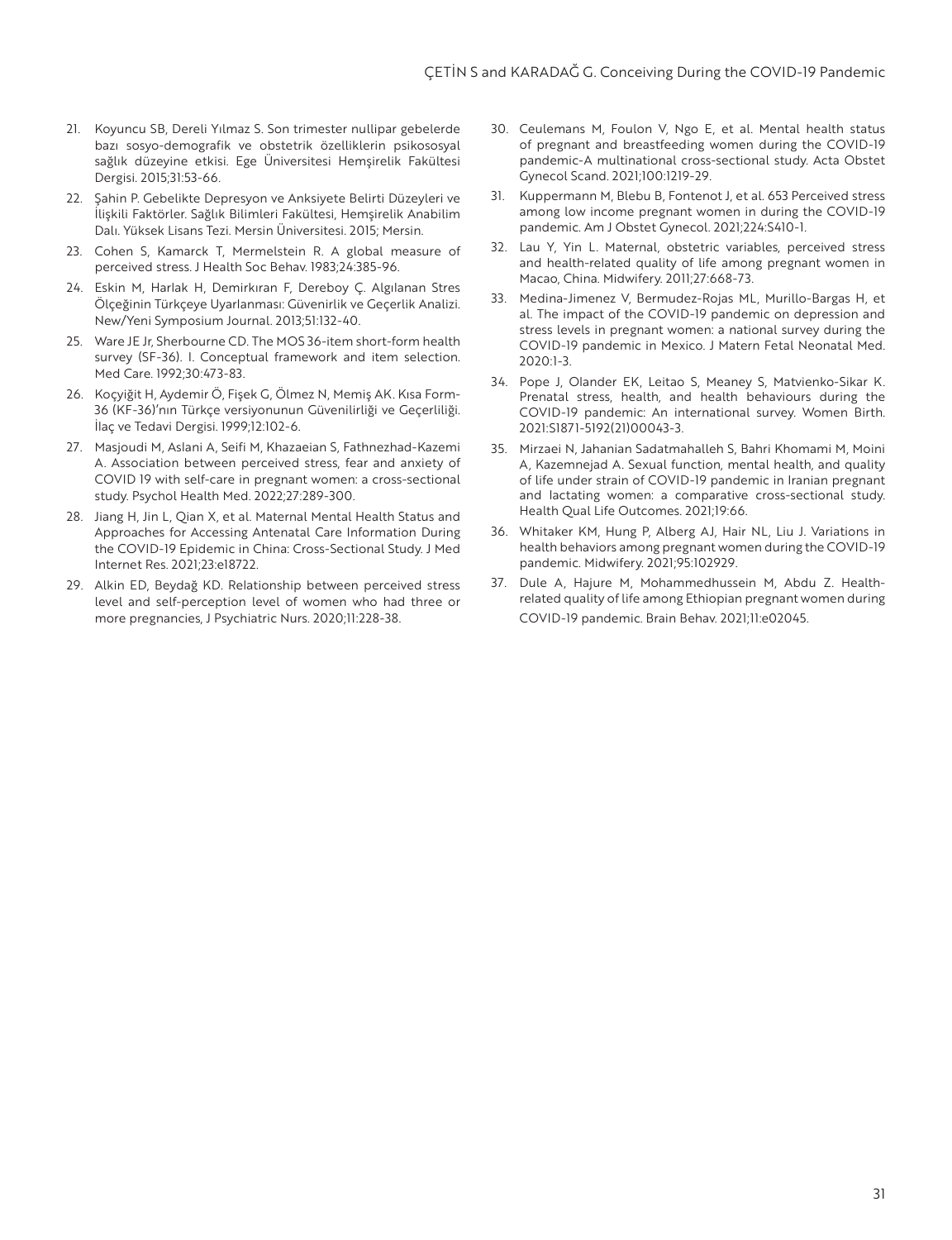21. Koyuncu SB, Dereli Yılmaz S. Son trimester nullipar gebelerde bazı sosyo-demografik ve obstetrik özelliklerin psikososyal sağlık düzeyine etkisi. Ege Üniversitesi Hemşirelik Fakültesi Dergisi. 2015;31:53-66.
22. Şahin P. Gebelikte Depresyon ve Anksiyete Belirti Düzeyleri ve İlişkili Faktörler. Sağlık Bilimleri Fakültesi, Hemşirelik Anabilim Dalı. Yüksek Lisans Tezi. Mersin Üniversitesi. 2015; Mersin.
23. Cohen S, Kamarck T, Mermelstein R. A global measure of perceived stress. J Health Soc Behav. 1983;24:385-96.
24. Eskin M, Harlak H, Demirkıran F, Dereboy Ç. Algılanan Stres Ölçeğinin Türkçeye Uyarlanması: Güvenirlik ve Geçerlik Analizi. New/Yeni Symposium Journal. 2013;51:132-40.
25. Ware JE Jr, Sherbourne CD. The MOS 36-item short-form health survey (SF-36). I. Conceptual framework and item selection. Med Care. 1992;30:473-83.
26. Koçyiğit H, Aydemir Ö, Fişek G, Ölmez N, Memiş AK. Kısa Form-36 (KF-36)'nın Türkçe versiyonunun Güvenilirliği ve Geçerliliği. İlaç ve Tedavi Dergisi. 1999;12:102-6.
27. Masjoudi M, Aslani A, Seifi M, Khazaeian S, Fathnezhad-Kazemi A. Association between perceived stress, fear and anxiety of COVID 19 with self-care in pregnant women: a cross-sectional study. Psychol Health Med. 2022;27:289-300.
28. Jiang H, Jin L, Qian X, et al. Maternal Mental Health Status and Approaches for Accessing Antenatal Care Information During the COVID-19 Epidemic in China: Cross-Sectional Study. J Med Internet Res. 2021;23:e18722.
29. Alkin ED, Beydağ KD. Relationship between perceived stress level and self-perception level of women who had three or more pregnancies, J Psychiatric Nurs. 2020;11:228-38.
30. Ceulemans M, Foulon V, Ngo E, et al. Mental health status of pregnant and breastfeeding women during the COVID-19 pandemic-A multinational cross-sectional study. Acta Obstet Gynecol Scand. 2021;100:1219-29.
31. Kuppermann M, Blebu B, Fontenot J, et al. 653 Perceived stress among low income pregnant women in during the COVID-19 pandemic. Am J Obstet Gynecol. 2021;224:S410-1.
32. Lau Y, Yin L. Maternal, obstetric variables, perceived stress and health-related quality of life among pregnant women in Macao, China. Midwifery. 2011;27:668-73.
33. Medina-Jimenez V, Bermudez-Rojas ML, Murillo-Bargas H, et al. The impact of the COVID-19 pandemic on depression and stress levels in pregnant women: a national survey during the COVID-19 pandemic in Mexico. J Matern Fetal Neonatal Med. 2020:1-3.
34. Pope J, Olander EK, Leitao S, Meaney S, Matvienko-Sikar K. Prenatal stress, health, and health behaviours during the COVID-19 pandemic: An international survey. Women Birth. 2021:S1871-5192(21)00043-3.
35. Mirzaei N, Jahanian Sadatmahalleh S, Bahri Khomami M, Moini A, Kazemnejad A. Sexual function, mental health, and quality of life under strain of COVID-19 pandemic in Iranian pregnant and lactating women: a comparative cross-sectional study. Health Qual Life Outcomes. 2021;19:66.
36. Whitaker KM, Hung P, Alberg AJ, Hair NL, Liu J. Variations in health behaviors among pregnant women during the COVID-19 pandemic. Midwifery. 2021;95:102929.
37. Dule A, Hajure M, Mohammedhussein M, Abdu Z. Health-related quality of life among Ethiopian pregnant women during COVID-19 pandemic. Brain Behav. 2021;11:e02045.